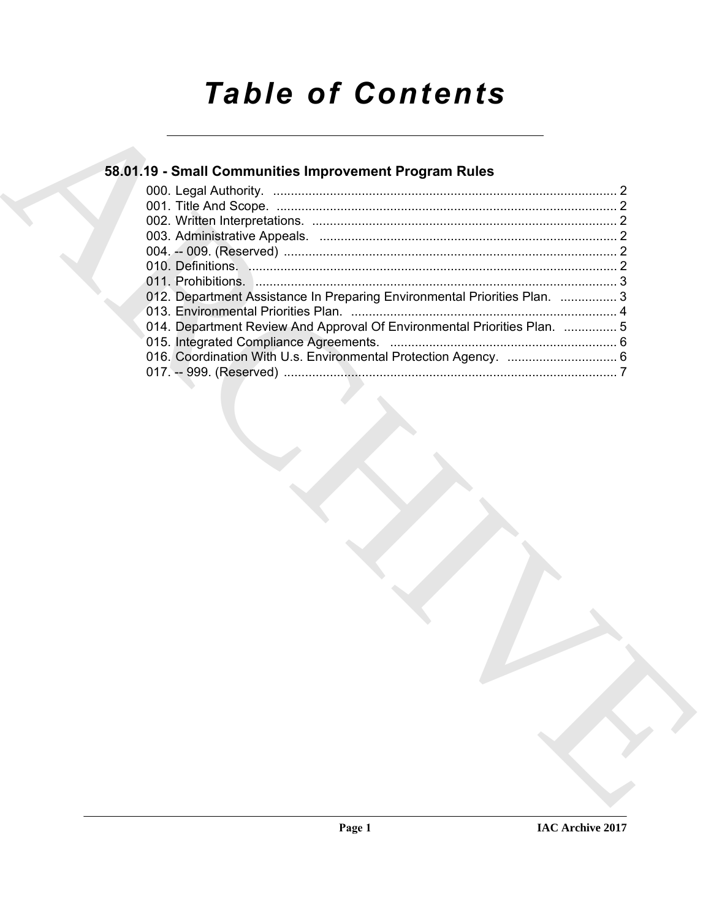# Table of Contents

## 58.01.19 - Small Communities Improvement Program Rules

000. Legal Authority. .......... 2
001. Title And Scope. .......... 2
002. Written Interpretations. .......... 2
003. Administrative Appeals. .......... 2
004. -- 009. (Reserved) .......... 2
010. Definitions. .......... 2
011. Prohibitions. .......... 3
012. Department Assistance In Preparing Environmental Priorities Plan. .......... 3
013. Environmental Priorities Plan. .......... 4
014. Department Review And Approval Of Environmental Priorities Plan. .......... 5
015. Integrated Compliance Agreements. .......... 6
016. Coordination With U.s. Environmental Protection Agency. .......... 6
017. -- 999. (Reserved) .......... 7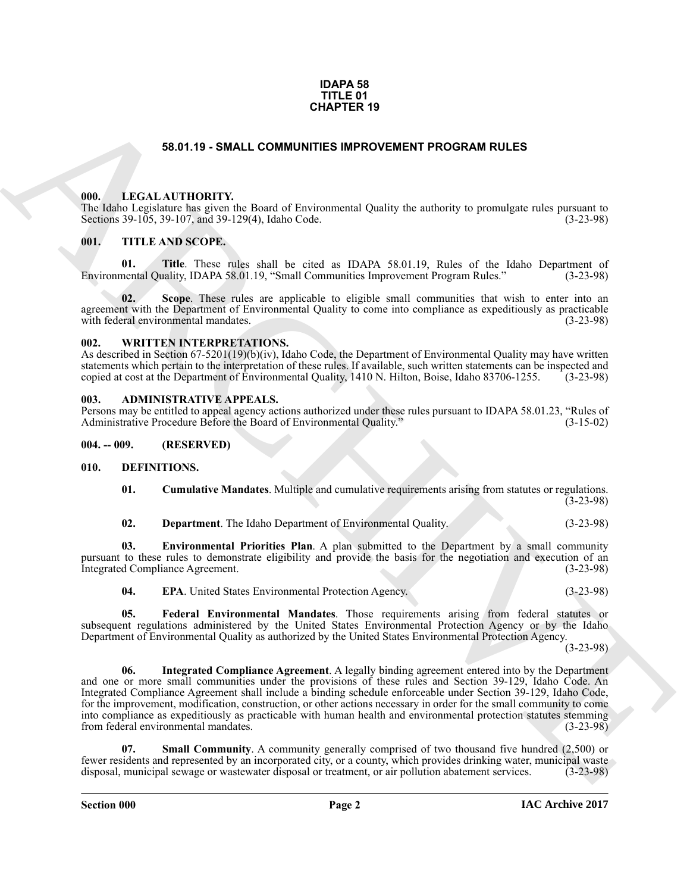# IDAPA 58
# TITLE 01
# CHAPTER 19

## 58.01.19 - SMALL COMMUNITIES IMPROVEMENT PROGRAM RULES

### 000. LEGAL AUTHORITY.

The Idaho Legislature has given the Board of Environmental Quality the authority to promulgate rules pursuant to Sections 39-105, 39-107, and 39-129(4), Idaho Code. (3-23-98)

### 001. TITLE AND SCOPE.

**01. Title**. These rules shall be cited as IDAPA 58.01.19, Rules of the Idaho Department of Environmental Quality, IDAPA 58.01.19, "Small Communities Improvement Program Rules." (3-23-98)

**02. Scope**. These rules are applicable to eligible small communities that wish to enter into an agreement with the Department of Environmental Quality to come into compliance as expeditiously as practicable with federal environmental mandates. (3-23-98)

### 002. WRITTEN INTERPRETATIONS.

As described in Section 67-5201(19)(b)(iv), Idaho Code, the Department of Environmental Quality may have written statements which pertain to the interpretation of these rules. If available, such written statements can be inspected and copied at cost at the Department of Environmental Quality, 1410 N. Hilton, Boise, Idaho 83706-1255. (3-23-98)

### 003. ADMINISTRATIVE APPEALS.

Persons may be entitled to appeal agency actions authorized under these rules pursuant to IDAPA 58.01.23, "Rules of Administrative Procedure Before the Board of Environmental Quality." (3-15-02)

### 004. -- 009. (RESERVED)

### 010. DEFINITIONS.

**01. Cumulative Mandates**. Multiple and cumulative requirements arising from statutes or regulations. (3-23-98)

**02. Department**. The Idaho Department of Environmental Quality. (3-23-98)

**03. Environmental Priorities Plan**. A plan submitted to the Department by a small community pursuant to these rules to demonstrate eligibility and provide the basis for the negotiation and execution of an Integrated Compliance Agreement. (3-23-98)

**04. EPA**. United States Environmental Protection Agency. (3-23-98)

**05. Federal Environmental Mandates**. Those requirements arising from federal statutes or subsequent regulations administered by the United States Environmental Protection Agency or by the Idaho Department of Environmental Quality as authorized by the United States Environmental Protection Agency. (3-23-98)

**06. Integrated Compliance Agreement**. A legally binding agreement entered into by the Department and one or more small communities under the provisions of these rules and Section 39-129, Idaho Code. An Integrated Compliance Agreement shall include a binding schedule enforceable under Section 39-129, Idaho Code, for the improvement, modification, construction, or other actions necessary in order for the small community to come into compliance as expeditiously as practicable with human health and environmental protection statutes stemming from federal environmental mandates. (3-23-98)

**07. Small Community**. A community generally comprised of two thousand five hundred (2,500) or fewer residents and represented by an incorporated city, or a county, which provides drinking water, municipal waste disposal, municipal sewage or wastewater disposal or treatment, or air pollution abatement services. (3-23-98)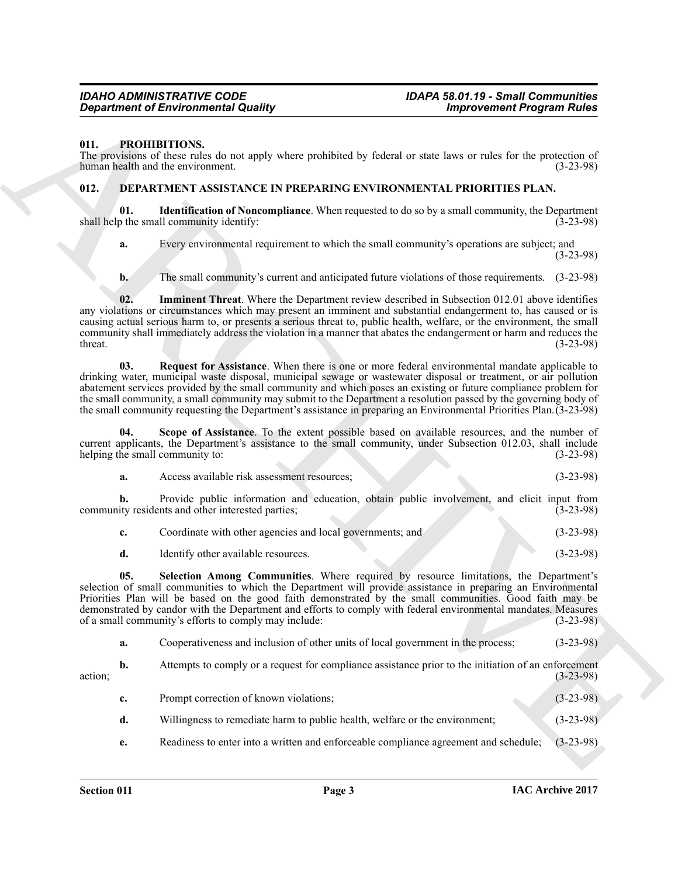**011. PROHIBITIONS.**

The provisions of these rules do not apply where prohibited by federal or state laws or rules for the protection of human health and the environment. (3-23-98)

**012. DEPARTMENT ASSISTANCE IN PREPARING ENVIRONMENTAL PRIORITIES PLAN.**

**01. Identification of Noncompliance**. When requested to do so by a small community, the Department shall help the small community identify: (3-23-98)

**a.** Every environmental requirement to which the small community's operations are subject; and (3-23-98)

**b.** The small community's current and anticipated future violations of those requirements. (3-23-98)

**02. Imminent Threat**. Where the Department review described in Subsection 012.01 above identifies any violations or circumstances which may present an imminent and substantial endangerment to, has caused or is causing actual serious harm to, or presents a serious threat to, public health, welfare, or the environment, the small community shall immediately address the violation in a manner that abates the endangerment or harm and reduces the threat. (3-23-98)

**03. Request for Assistance**. When there is one or more federal environmental mandate applicable to drinking water, municipal waste disposal, municipal sewage or wastewater disposal or treatment, or air pollution abatement services provided by the small community and which poses an existing or future compliance problem for the small community, a small community may submit to the Department a resolution passed by the governing body of the small community requesting the Department's assistance in preparing an Environmental Priorities Plan. (3-23-98)

**04. Scope of Assistance**. To the extent possible based on available resources, and the number of current applicants, the Department's assistance to the small community, under Subsection 012.03, shall include helping the small community to: (3-23-98)

**a.** Access available risk assessment resources; (3-23-98)

**b.** Provide public information and education, obtain public involvement, and elicit input from community residents and other interested parties; (3-23-98)

**c.** Coordinate with other agencies and local governments; and (3-23-98)

**d.** Identify other available resources. (3-23-98)

**05. Selection Among Communities**. Where required by resource limitations, the Department's selection of small communities to which the Department will provide assistance in preparing an Environmental Priorities Plan will be based on the good faith demonstrated by the small communities. Good faith may be demonstrated by candor with the Department and efforts to comply with federal environmental mandates. Measures of a small community's efforts to comply may include: (3-23-98)

**a.** Cooperativeness and inclusion of other units of local government in the process; (3-23-98)

**b.** Attempts to comply or a request for compliance assistance prior to the initiation of an enforcement action; (3-23-98)

**c.** Prompt correction of known violations; (3-23-98)

**d.** Willingness to remediate harm to public health, welfare or the environment; (3-23-98)

**e.** Readiness to enter into a written and enforceable compliance agreement and schedule; (3-23-98)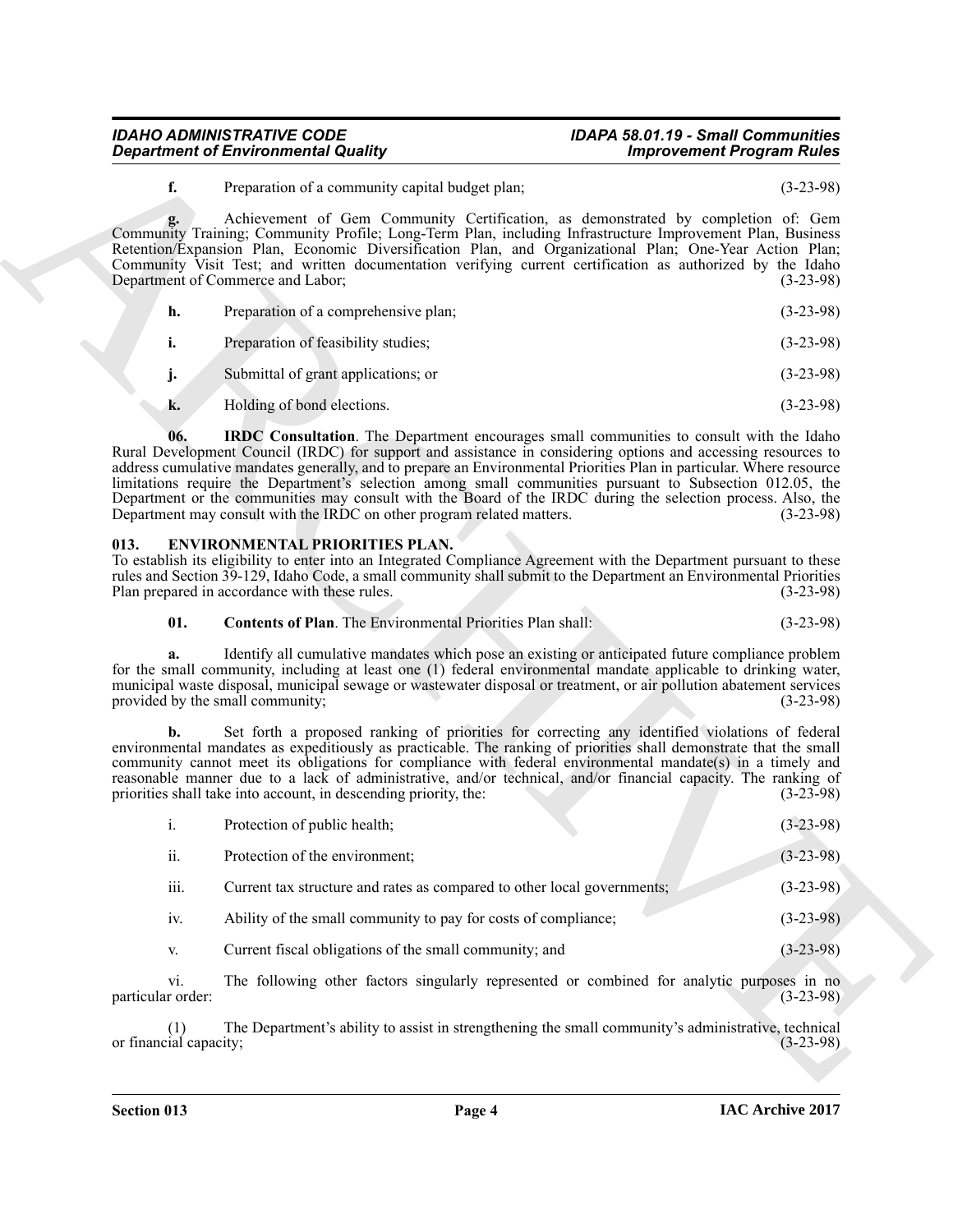**f.** Preparation of a community capital budget plan; (3-23-98)

**g.** Achievement of Gem Community Certification, as demonstrated by completion of: Gem Community Training; Community Profile; Long-Term Plan, including Infrastructure Improvement Plan, Business Retention/Expansion Plan, Economic Diversification Plan, and Organizational Plan; One-Year Action Plan; Community Visit Test; and written documentation verifying current certification as authorized by the Idaho Department of Commerce and Labor; (3-23-98)

**h.** Preparation of a comprehensive plan; (3-23-98)

**i.** Preparation of feasibility studies; (3-23-98)

**j.** Submittal of grant applications; or (3-23-98)

**k.** Holding of bond elections. (3-23-98)

**06. IRDC Consultation**. The Department encourages small communities to consult with the Idaho Rural Development Council (IRDC) for support and assistance in considering options and accessing resources to address cumulative mandates generally, and to prepare an Environmental Priorities Plan in particular. Where resource limitations require the Department's selection among small communities pursuant to Subsection 012.05, the Department or the communities may consult with the Board of the IRDC during the selection process. Also, the Department may consult with the IRDC on other program related matters. (3-23-98)

## 013. ENVIRONMENTAL PRIORITIES PLAN.

To establish its eligibility to enter into an Integrated Compliance Agreement with the Department pursuant to these rules and Section 39-129, Idaho Code, a small community shall submit to the Department an Environmental Priorities Plan prepared in accordance with these rules. (3-23-98)

**01. Contents of Plan**. The Environmental Priorities Plan shall: (3-23-98)

**a.** Identify all cumulative mandates which pose an existing or anticipated future compliance problem for the small community, including at least one (1) federal environmental mandate applicable to drinking water, municipal waste disposal, municipal sewage or wastewater disposal or treatment, or air pollution abatement services provided by the small community; (3-23-98)

**b.** Set forth a proposed ranking of priorities for correcting any identified violations of federal environmental mandates as expeditiously as practicable. The ranking of priorities shall demonstrate that the small community cannot meet its obligations for compliance with federal environmental mandate(s) in a timely and reasonable manner due to a lack of administrative, and/or technical, and/or financial capacity. The ranking of priorities shall take into account, in descending priority, the: (3-23-98)

i. Protection of public health; (3-23-98)

ii. Protection of the environment; (3-23-98)

iii. Current tax structure and rates as compared to other local governments; (3-23-98)

iv. Ability of the small community to pay for costs of compliance; (3-23-98)

v. Current fiscal obligations of the small community; and (3-23-98)

vi. The following other factors singularly represented or combined for analytic purposes in no particular order: (3-23-98)

(1) The Department's ability to assist in strengthening the small community's administrative, technical or financial capacity; (3-23-98)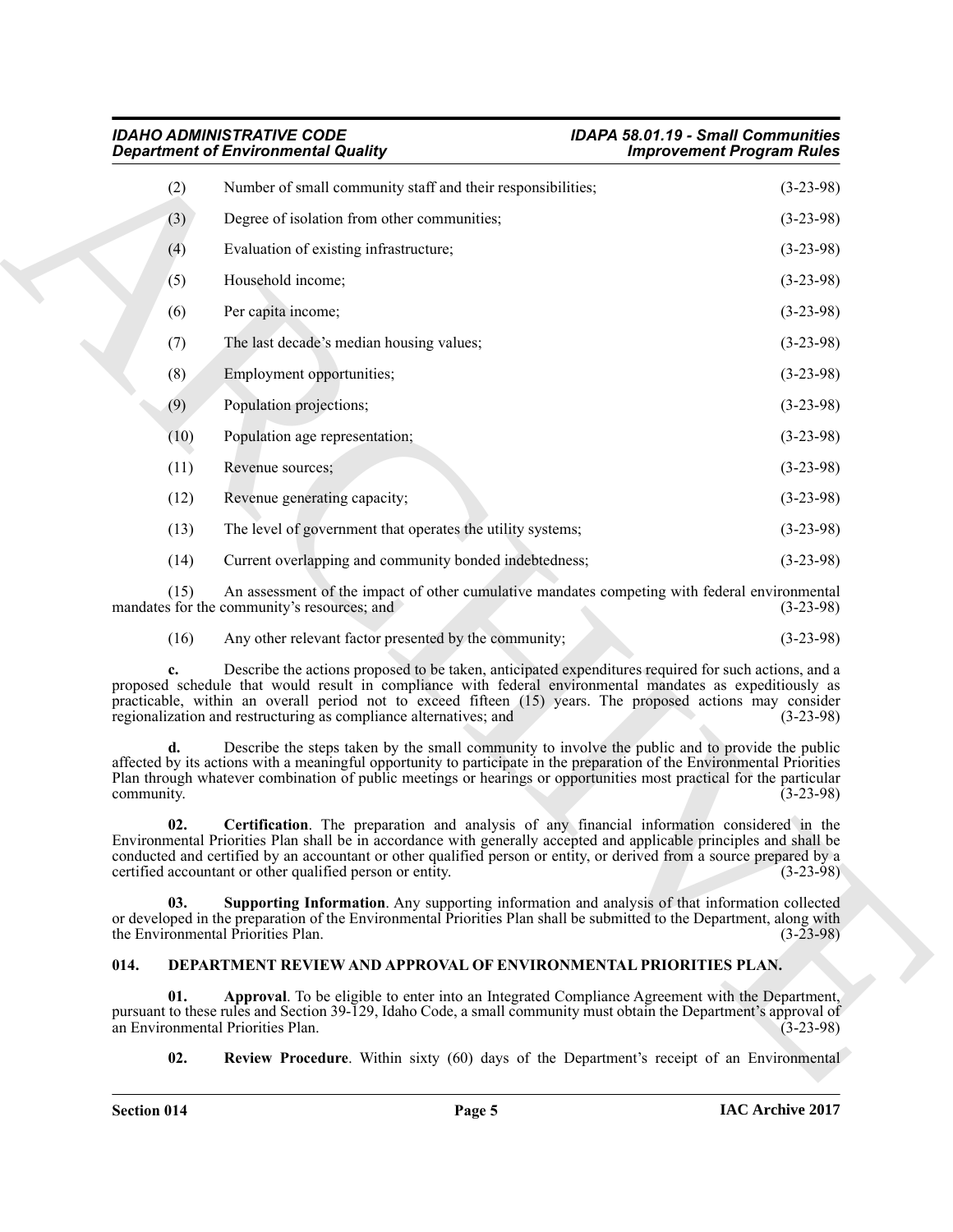(2) Number of small community staff and their responsibilities; (3-23-98)

(3) Degree of isolation from other communities; (3-23-98)

(4) Evaluation of existing infrastructure; (3-23-98)

(5) Household income; (3-23-98)

(6) Per capita income; (3-23-98)

(7) The last decade's median housing values; (3-23-98)

(8) Employment opportunities; (3-23-98)

(9) Population projections; (3-23-98)

(10) Population age representation; (3-23-98)

(11) Revenue sources; (3-23-98)

(12) Revenue generating capacity; (3-23-98)

(13) The level of government that operates the utility systems; (3-23-98)

(14) Current overlapping and community bonded indebtedness; (3-23-98)

(15) An assessment of the impact of other cumulative mandates competing with federal environmental mandates for the community's resources; and (3-23-98)

(16) Any other relevant factor presented by the community; (3-23-98)

**c.** Describe the actions proposed to be taken, anticipated expenditures required for such actions, and a proposed schedule that would result in compliance with federal environmental mandates as expeditiously as practicable, within an overall period not to exceed fifteen (15) years. The proposed actions may consider regionalization and restructuring as compliance alternatives; and (3-23-98)

**d.** Describe the steps taken by the small community to involve the public and to provide the public affected by its actions with a meaningful opportunity to participate in the preparation of the Environmental Priorities Plan through whatever combination of public meetings or hearings or opportunities most practical for the particular community. (3-23-98)

**02. Certification**. The preparation and analysis of any financial information considered in the Environmental Priorities Plan shall be in accordance with generally accepted and applicable principles and shall be conducted and certified by an accountant or other qualified person or entity, or derived from a source prepared by a certified accountant or other qualified person or entity. (3-23-98)

**03. Supporting Information**. Any supporting information and analysis of that information collected or developed in the preparation of the Environmental Priorities Plan shall be submitted to the Department, along with the Environmental Priorities Plan. (3-23-98)

## 014. DEPARTMENT REVIEW AND APPROVAL OF ENVIRONMENTAL PRIORITIES PLAN.

**01. Approval**. To be eligible to enter into an Integrated Compliance Agreement with the Department, pursuant to these rules and Section 39-129, Idaho Code, a small community must obtain the Department's approval of an Environmental Priorities Plan. (3-23-98)

**02. Review Procedure**. Within sixty (60) days of the Department's receipt of an Environmental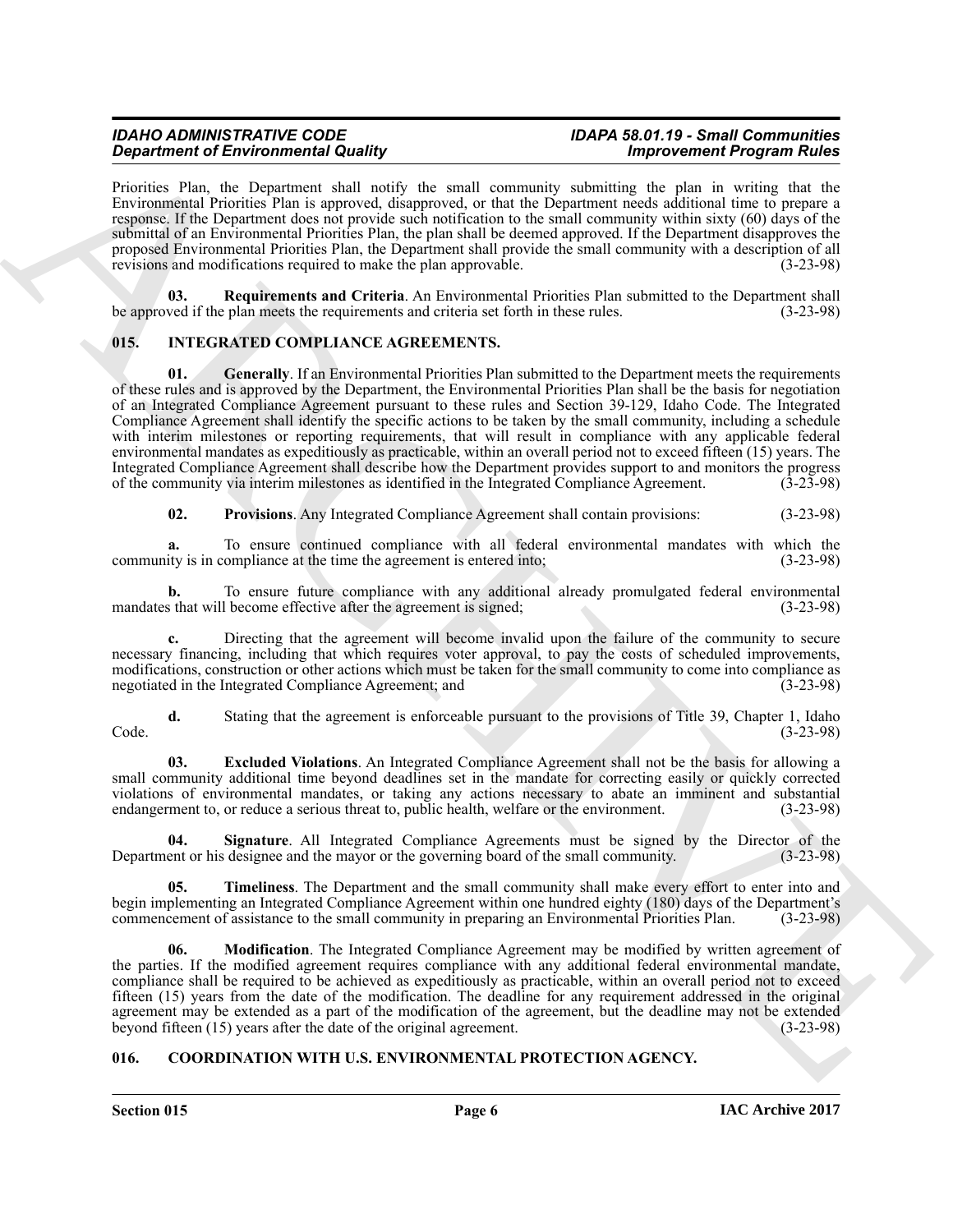Priorities Plan, the Department shall notify the small community submitting the plan in writing that the Environmental Priorities Plan is approved, disapproved, or that the Department needs additional time to prepare a response. If the Department does not provide such notification to the small community within sixty (60) days of the submittal of an Environmental Priorities Plan, the plan shall be deemed approved. If the Department disapproves the proposed Environmental Priorities Plan, the Department shall provide the small community with a description of all revisions and modifications required to make the plan approvable. (3-23-98)

**03. Requirements and Criteria**. An Environmental Priorities Plan submitted to the Department shall be approved if the plan meets the requirements and criteria set forth in these rules. (3-23-98)

## 015. INTEGRATED COMPLIANCE AGREEMENTS.

**01. Generally**. If an Environmental Priorities Plan submitted to the Department meets the requirements of these rules and is approved by the Department, the Environmental Priorities Plan shall be the basis for negotiation of an Integrated Compliance Agreement pursuant to these rules and Section 39-129, Idaho Code. The Integrated Compliance Agreement shall identify the specific actions to be taken by the small community, including a schedule with interim milestones or reporting requirements, that will result in compliance with any applicable federal environmental mandates as expeditiously as practicable, within an overall period not to exceed fifteen (15) years. The Integrated Compliance Agreement shall describe how the Department provides support to and monitors the progress of the community via interim milestones as identified in the Integrated Compliance Agreement. (3-23-98)

**02. Provisions**. Any Integrated Compliance Agreement shall contain provisions: (3-23-98)

**a.** To ensure continued compliance with all federal environmental mandates with which the community is in compliance at the time the agreement is entered into; (3-23-98)

**b.** To ensure future compliance with any additional already promulgated federal environmental mandates that will become effective after the agreement is signed; (3-23-98)

**c.** Directing that the agreement will become invalid upon the failure of the community to secure necessary financing, including that which requires voter approval, to pay the costs of scheduled improvements, modifications, construction or other actions which must be taken for the small community to come into compliance as negotiated in the Integrated Compliance Agreement; and (3-23-98)

**d.** Stating that the agreement is enforceable pursuant to the provisions of Title 39, Chapter 1, Idaho Code. (3-23-98)

**03. Excluded Violations**. An Integrated Compliance Agreement shall not be the basis for allowing a small community additional time beyond deadlines set in the mandate for correcting easily or quickly corrected violations of environmental mandates, or taking any actions necessary to abate an imminent and substantial endangerment to, or reduce a serious threat to, public health, welfare or the environment. (3-23-98)

**04. Signature**. All Integrated Compliance Agreements must be signed by the Director of the Department or his designee and the mayor or the governing board of the small community. (3-23-98)

**05. Timeliness**. The Department and the small community shall make every effort to enter into and begin implementing an Integrated Compliance Agreement within one hundred eighty (180) days of the Department's commencement of assistance to the small community in preparing an Environmental Priorities Plan. (3-23-98)

**06. Modification**. The Integrated Compliance Agreement may be modified by written agreement of the parties. If the modified agreement requires compliance with any additional federal environmental mandate, compliance shall be required to be achieved as expeditiously as practicable, within an overall period not to exceed fifteen (15) years from the date of the modification. The deadline for any requirement addressed in the original agreement may be extended as a part of the modification of the agreement, but the deadline may not be extended beyond fifteen (15) years after the date of the original agreement. (3-23-98)

## 016. COORDINATION WITH U.S. ENVIRONMENTAL PROTECTION AGENCY.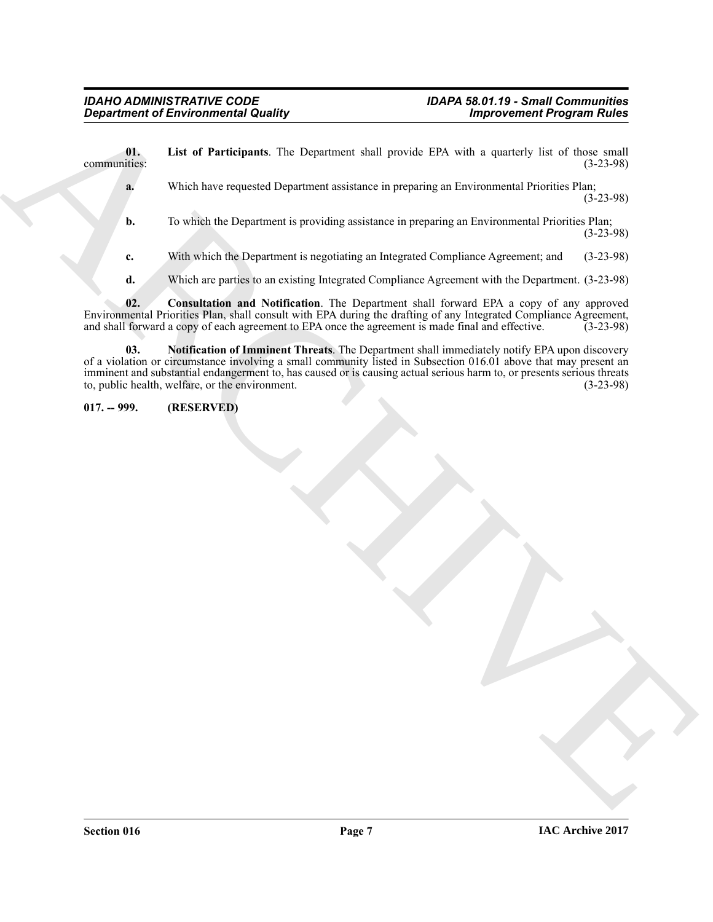**01. List of Participants**. The Department shall provide EPA with a quarterly list of those small communities: (3-23-98)

**a.** Which have requested Department assistance in preparing an Environmental Priorities Plan; (3-23-98)

**b.** To which the Department is providing assistance in preparing an Environmental Priorities Plan; (3-23-98)

**c.** With which the Department is negotiating an Integrated Compliance Agreement; and (3-23-98)

**d.** Which are parties to an existing Integrated Compliance Agreement with the Department. (3-23-98)

**02. Consultation and Notification**. The Department shall forward EPA a copy of any approved Environmental Priorities Plan, shall consult with EPA during the drafting of any Integrated Compliance Agreement, and shall forward a copy of each agreement to EPA once the agreement is made final and effective. (3-23-98)

**03. Notification of Imminent Threats**. The Department shall immediately notify EPA upon discovery of a violation or circumstance involving a small community listed in Subsection 016.01 above that may present an imminent and substantial endangerment to, has caused or is causing actual serious harm to, or presents serious threats to, public health, welfare, or the environment. (3-23-98)

**017. -- 999. (RESERVED)**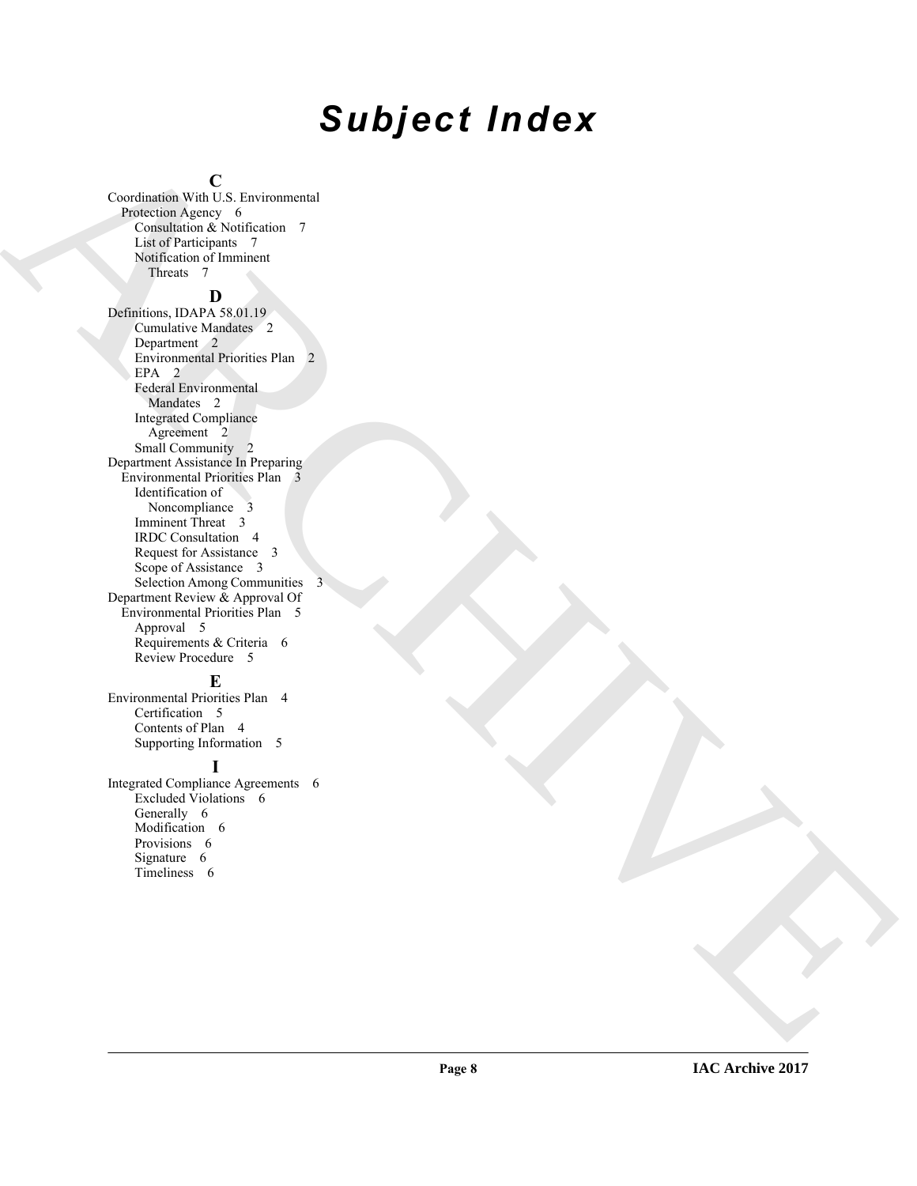# *Subject Index*

**C**

Coordination With U.S. Environmental Protection Agency 6
- Consultation & Notification 7
- List of Participants 7
- Notification of Imminent Threats 7

**D**

Definitions, IDAPA 58.01.19
- Cumulative Mandates 2
- Department 2
- Environmental Priorities Plan 2
- EPA 2
- Federal Environmental Mandates 2
- Integrated Compliance Agreement 2
- Small Community 2

Department Assistance In Preparing Environmental Priorities Plan 3
- Identification of Noncompliance 3
- Imminent Threat 3
- IRDC Consultation 4
- Request for Assistance 3
- Scope of Assistance 3
- Selection Among Communities 3

Department Review & Approval Of Environmental Priorities Plan 5
- Approval 5
- Requirements & Criteria 6
- Review Procedure 5

**E**

Environmental Priorities Plan 4
- Certification 5
- Contents of Plan 4
- Supporting Information 5

**I**

Integrated Compliance Agreements 6
- Excluded Violations 6
- Generally 6
- Modification 6
- Provisions 6
- Signature 6
- Timeliness 6